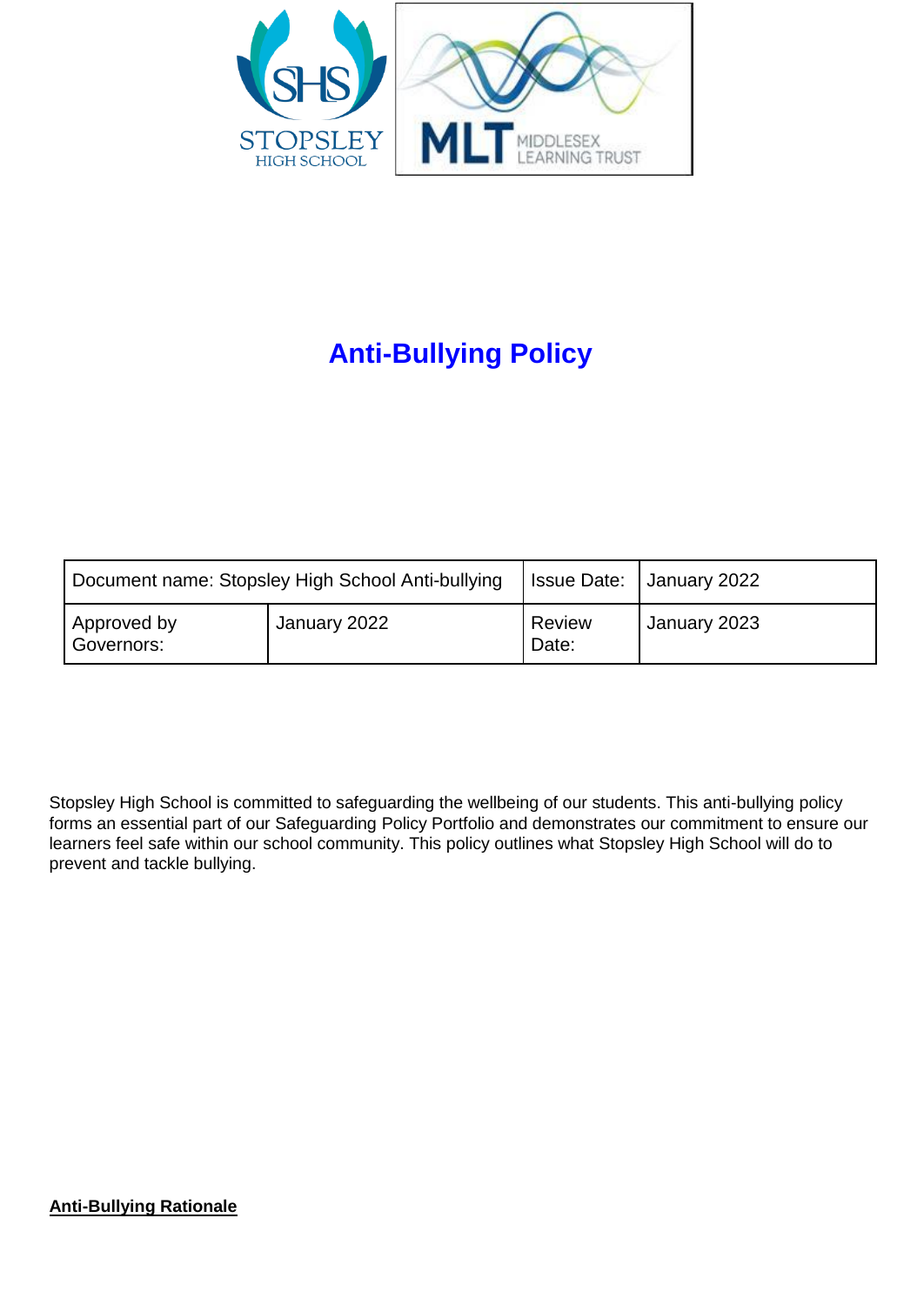# Anti-Bullying Policy

| Document name: Stopsley High School Anti-bullying | | Issue Date: | January 2022 |
|---|---|---|---|
| Approved by Governors: | January 2022 | Review Date: | January 2023 |

Stopsley High School is committed to safeguarding the wellbeing of our students. This anti-bullying policy forms an essential part of our Safeguarding Policy Portfolio and demonstrates our commitment to ensure our learners feel safe within our school community. This policy outlines what Stopsley High School will do to prevent and tackle bullying.

**Anti-Bullying Rationale**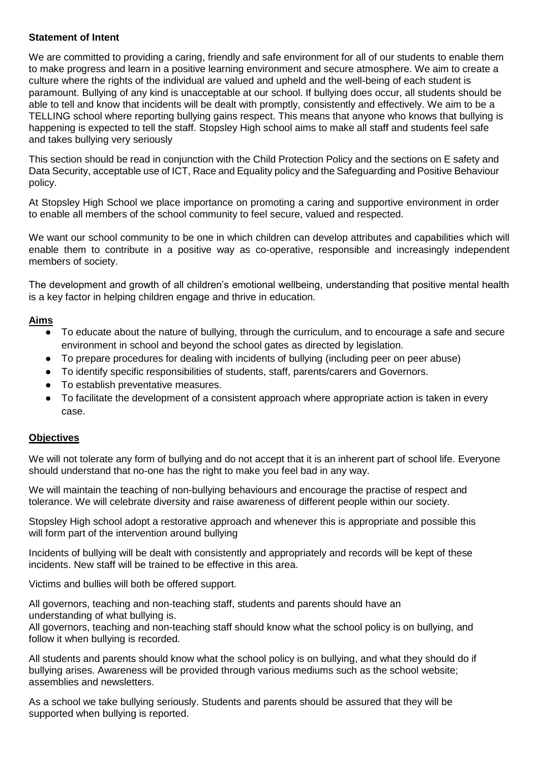**Statement of Intent**

We are committed to providing a caring, friendly and safe environment for all of our students to enable them to make progress and learn in a positive learning environment and secure atmosphere. We aim to create a culture where the rights of the individual are valued and upheld and the well-being of each student is paramount. Bullying of any kind is unacceptable at our school. If bullying does occur, all students should be able to tell and know that incidents will be dealt with promptly, consistently and effectively. We aim to be a TELLING school where reporting bullying gains respect. This means that anyone who knows that bullying is happening is expected to tell the staff. Stopsley High school aims to make all staff and students feel safe and takes bullying very seriously

This section should be read in conjunction with the Child Protection Policy and the sections on E safety and Data Security, acceptable use of ICT, Race and Equality policy and the Safeguarding and Positive Behaviour policy.

At Stopsley High School we place importance on promoting a caring and supportive environment in order to enable all members of the school community to feel secure, valued and respected.

We want our school community to be one in which children can develop attributes and capabilities which will enable them to contribute in a positive way as co-operative, responsible and increasingly independent members of society.

The development and growth of all children's emotional wellbeing, understanding that positive mental health is a key factor in helping children engage and thrive in education.

**Aims**

- To educate about the nature of bullying, through the curriculum, and to encourage a safe and secure environment in school and beyond the school gates as directed by legislation.
- To prepare procedures for dealing with incidents of bullying (including peer on peer abuse)
- To identify specific responsibilities of students, staff, parents/carers and Governors.
- To establish preventative measures.
- To facilitate the development of a consistent approach where appropriate action is taken in every case.

**Objectives**

We will not tolerate any form of bullying and do not accept that it is an inherent part of school life. Everyone should understand that no-one has the right to make you feel bad in any way.

We will maintain the teaching of non-bullying behaviours and encourage the practise of respect and tolerance. We will celebrate diversity and raise awareness of different people within our society.

Stopsley High school adopt a restorative approach and whenever this is appropriate and possible this will form part of the intervention around bullying

Incidents of bullying will be dealt with consistently and appropriately and records will be kept of these incidents. New staff will be trained to be effective in this area.

Victims and bullies will both be offered support.

All governors, teaching and non-teaching staff, students and parents should have an understanding of what bullying is.

All governors, teaching and non-teaching staff should know what the school policy is on bullying, and follow it when bullying is recorded.

All students and parents should know what the school policy is on bullying, and what they should do if bullying arises. Awareness will be provided through various mediums such as the school website; assemblies and newsletters.

As a school we take bullying seriously. Students and parents should be assured that they will be supported when bullying is reported.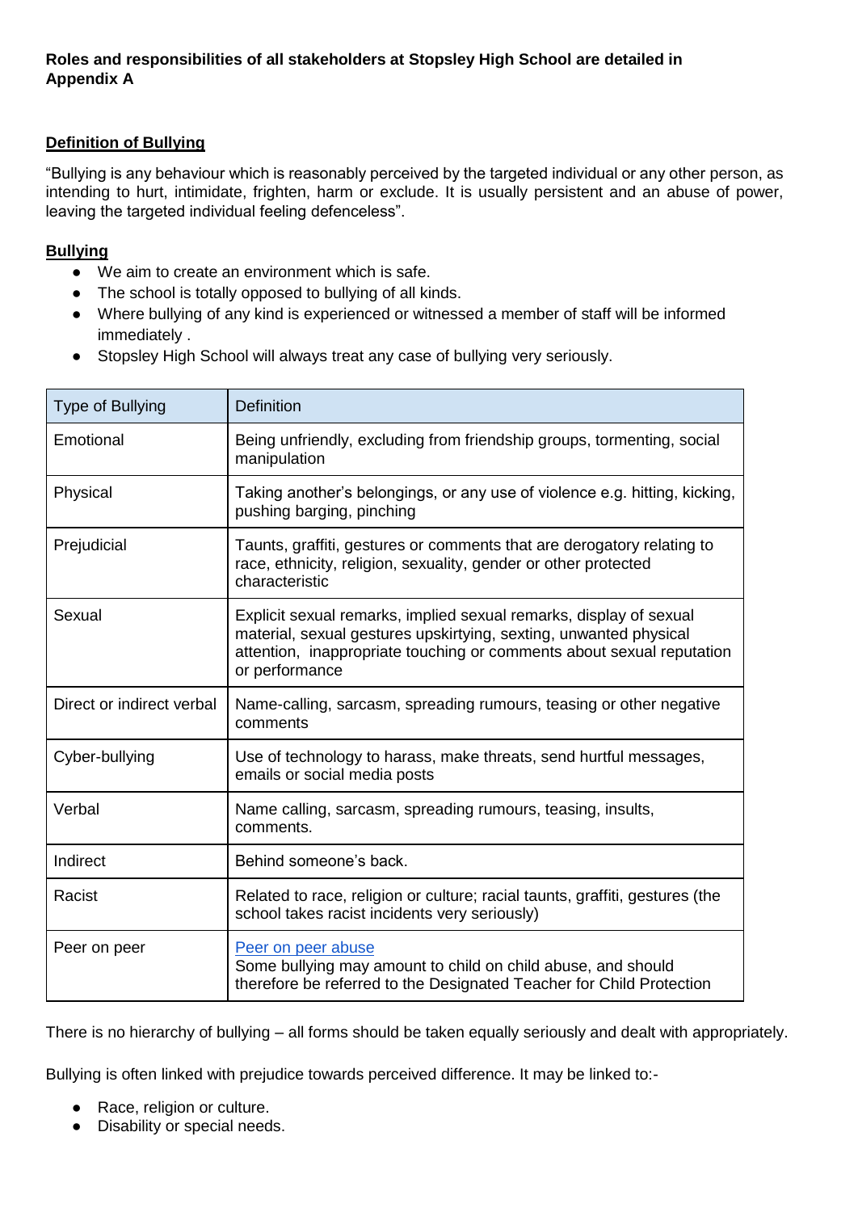**Roles and responsibilities of all stakeholders at Stopsley High School are detailed in Appendix A**

**Definition of Bullying**

"Bullying is any behaviour which is reasonably perceived by the targeted individual or any other person, as intending to hurt, intimidate, frighten, harm or exclude. It is usually persistent and an abuse of power, leaving the targeted individual feeling defenceless".

**Bullying**

- We aim to create an environment which is safe.
- The school is totally opposed to bullying of all kinds.
- Where bullying of any kind is experienced or witnessed a member of staff will be informed immediately .
- Stopsley High School will always treat any case of bullying very seriously.

| Type of Bullying | Definition |
|---|---|
| Emotional | Being unfriendly, excluding from friendship groups, tormenting, social manipulation |
| Physical | Taking another's belongings, or any use of violence e.g. hitting, kicking, pushing barging, pinching |
| Prejudicial | Taunts, graffiti, gestures or comments that are derogatory relating to race, ethnicity, religion, sexuality, gender or other protected characteristic |
| Sexual | Explicit sexual remarks, implied sexual remarks, display of sexual material, sexual gestures upskirtying, sexting, unwanted physical attention, inappropriate touching or comments about sexual reputation or performance |
| Direct or indirect verbal | Name-calling, sarcasm, spreading rumours, teasing or other negative comments |
| Cyber-bullying | Use of technology to harass, make threats, send hurtful messages, emails or social media posts |
| Verbal | Name calling, sarcasm, spreading rumours, teasing, insults, comments. |
| Indirect | Behind someone's back. |
| Racist | Related to race, religion or culture; racial taunts, graffiti, gestures (the school takes racist incidents very seriously) |
| Peer on peer | Peer on peer abuse<br>Some bullying may amount to child on child abuse, and should therefore be referred to the Designated Teacher for Child Protection |

There is no hierarchy of bullying – all forms should be taken equally seriously and dealt with appropriately.

Bullying is often linked with prejudice towards perceived difference. It may be linked to:-

- Race, religion or culture.
- Disability or special needs.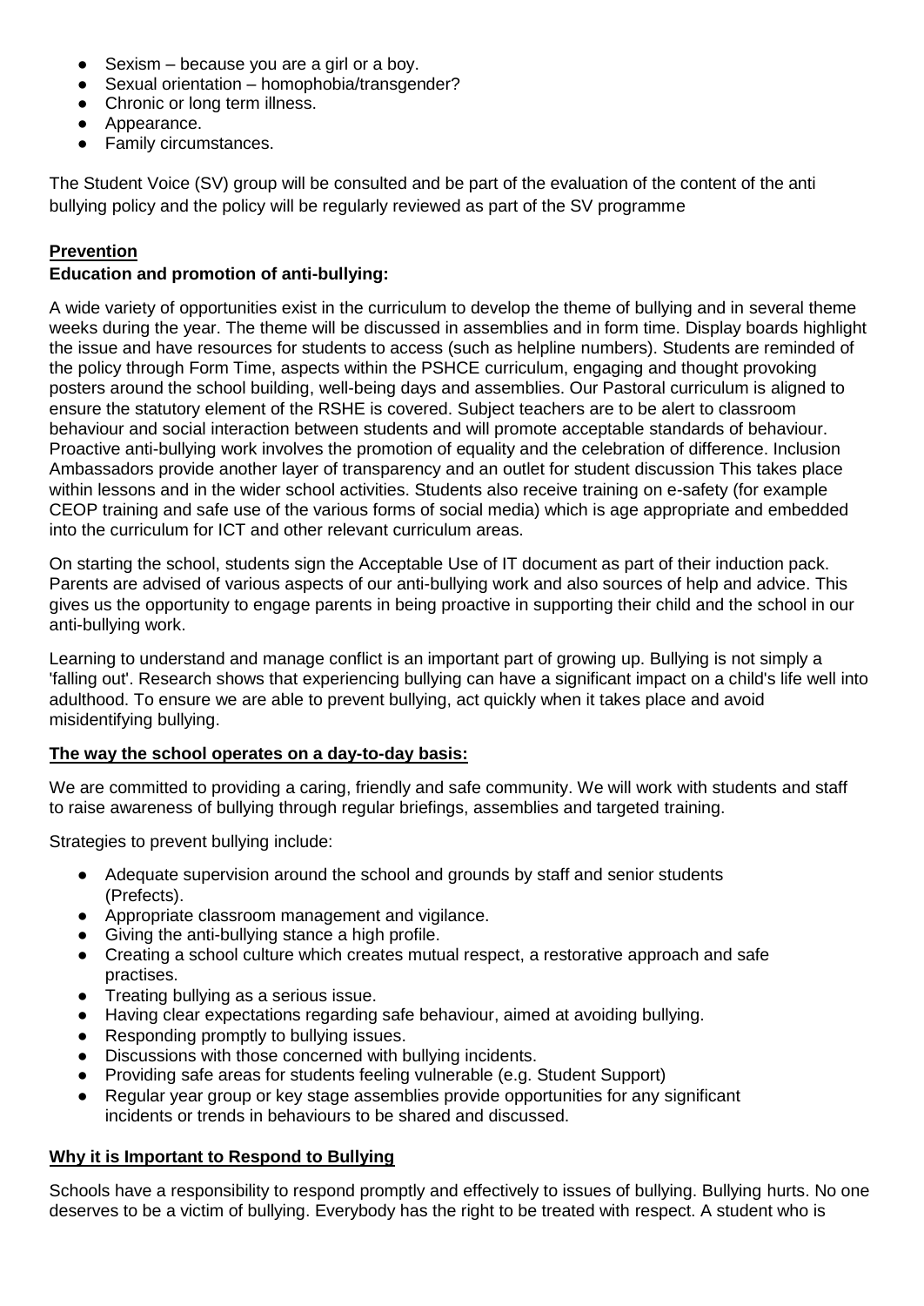- Sexism – because you are a girl or a boy.
- Sexual orientation – homophobia/transgender?
- Chronic or long term illness.
- Appearance.
- Family circumstances.

The Student Voice (SV) group will be consulted and be part of the evaluation of the content of the anti bullying policy and the policy will be regularly reviewed as part of the SV programme

**Prevention**

**Education and promotion of anti-bullying:**

A wide variety of opportunities exist in the curriculum to develop the theme of bullying and in several theme weeks during the year. The theme will be discussed in assemblies and in form time. Display boards highlight the issue and have resources for students to access (such as helpline numbers). Students are reminded of the policy through Form Time, aspects within the PSHCE curriculum, engaging and thought provoking posters around the school building, well-being days and assemblies. Our Pastoral curriculum is aligned to ensure the statutory element of the RSHE is covered. Subject teachers are to be alert to classroom behaviour and social interaction between students and will promote acceptable standards of behaviour. Proactive anti-bullying work involves the promotion of equality and the celebration of difference. Inclusion Ambassadors provide another layer of transparency and an outlet for student discussion This takes place within lessons and in the wider school activities. Students also receive training on e-safety (for example CEOP training and safe use of the various forms of social media) which is age appropriate and embedded into the curriculum for ICT and other relevant curriculum areas.

On starting the school, students sign the Acceptable Use of IT document as part of their induction pack. Parents are advised of various aspects of our anti-bullying work and also sources of help and advice. This gives us the opportunity to engage parents in being proactive in supporting their child and the school in our anti-bullying work.

Learning to understand and manage conflict is an important part of growing up. Bullying is not simply a 'falling out'. Research shows that experiencing bullying can have a significant impact on a child's life well into adulthood. To ensure we are able to prevent bullying, act quickly when it takes place and avoid misidentifying bullying.

**The way the school operates on a day-to-day basis:**

We are committed to providing a caring, friendly and safe community. We will work with students and staff to raise awareness of bullying through regular briefings, assemblies and targeted training.

Strategies to prevent bullying include:

- Adequate supervision around the school and grounds by staff and senior students (Prefects).
- Appropriate classroom management and vigilance.
- Giving the anti-bullying stance a high profile.
- Creating a school culture which creates mutual respect, a restorative approach and safe practises.
- Treating bullying as a serious issue.
- Having clear expectations regarding safe behaviour, aimed at avoiding bullying.
- Responding promptly to bullying issues.
- Discussions with those concerned with bullying incidents.
- Providing safe areas for students feeling vulnerable (e.g. Student Support)
- Regular year group or key stage assemblies provide opportunities for any significant incidents or trends in behaviours to be shared and discussed.

**Why it is Important to Respond to Bullying**

Schools have a responsibility to respond promptly and effectively to issues of bullying. Bullying hurts. No one deserves to be a victim of bullying. Everybody has the right to be treated with respect. A student who is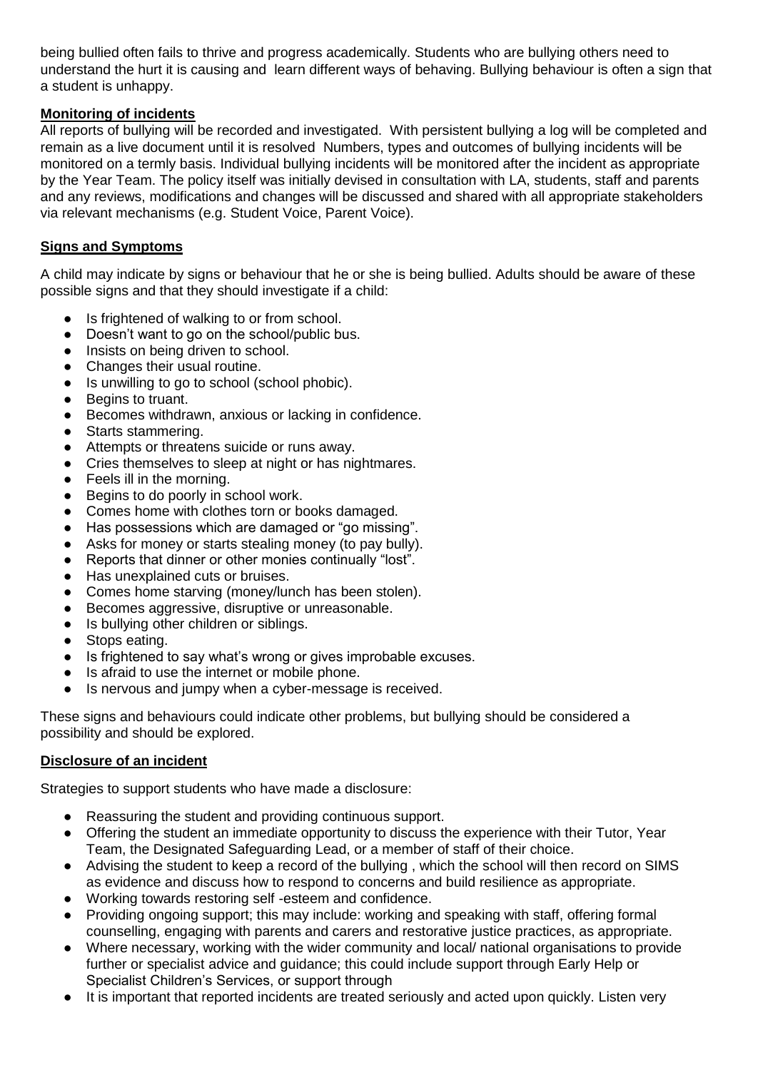being bullied often fails to thrive and progress academically. Students who are bullying others need to understand the hurt it is causing and learn different ways of behaving. Bullying behaviour is often a sign that a student is unhappy.

**Monitoring of incidents**

All reports of bullying will be recorded and investigated. With persistent bullying a log will be completed and remain as a live document until it is resolved Numbers, types and outcomes of bullying incidents will be monitored on a termly basis. Individual bullying incidents will be monitored after the incident as appropriate by the Year Team. The policy itself was initially devised in consultation with LA, students, staff and parents and any reviews, modifications and changes will be discussed and shared with all appropriate stakeholders via relevant mechanisms (e.g. Student Voice, Parent Voice).

**Signs and Symptoms**

A child may indicate by signs or behaviour that he or she is being bullied. Adults should be aware of these possible signs and that they should investigate if a child:

- Is frightened of walking to or from school.
- Doesn't want to go on the school/public bus.
- Insists on being driven to school.
- Changes their usual routine.
- Is unwilling to go to school (school phobic).
- Begins to truant.
- Becomes withdrawn, anxious or lacking in confidence.
- Starts stammering.
- Attempts or threatens suicide or runs away.
- Cries themselves to sleep at night or has nightmares.
- Feels ill in the morning.
- Begins to do poorly in school work.
- Comes home with clothes torn or books damaged.
- Has possessions which are damaged or "go missing".
- Asks for money or starts stealing money (to pay bully).
- Reports that dinner or other monies continually "lost".
- Has unexplained cuts or bruises.
- Comes home starving (money/lunch has been stolen).
- Becomes aggressive, disruptive or unreasonable.
- Is bullying other children or siblings.
- Stops eating.
- Is frightened to say what's wrong or gives improbable excuses.
- Is afraid to use the internet or mobile phone.
- Is nervous and jumpy when a cyber-message is received.

These signs and behaviours could indicate other problems, but bullying should be considered a possibility and should be explored.

**Disclosure of an incident**

Strategies to support students who have made a disclosure:

- Reassuring the student and providing continuous support.
- Offering the student an immediate opportunity to discuss the experience with their Tutor, Year Team, the Designated Safeguarding Lead, or a member of staff of their choice.
- Advising the student to keep a record of the bullying , which the school will then record on SIMS as evidence and discuss how to respond to concerns and build resilience as appropriate.
- Working towards restoring self -esteem and confidence.
- Providing ongoing support; this may include: working and speaking with staff, offering formal counselling, engaging with parents and carers and restorative justice practices, as appropriate.
- Where necessary, working with the wider community and local/ national organisations to provide further or specialist advice and guidance; this could include support through Early Help or Specialist Children's Services, or support through
- It is important that reported incidents are treated seriously and acted upon quickly. Listen very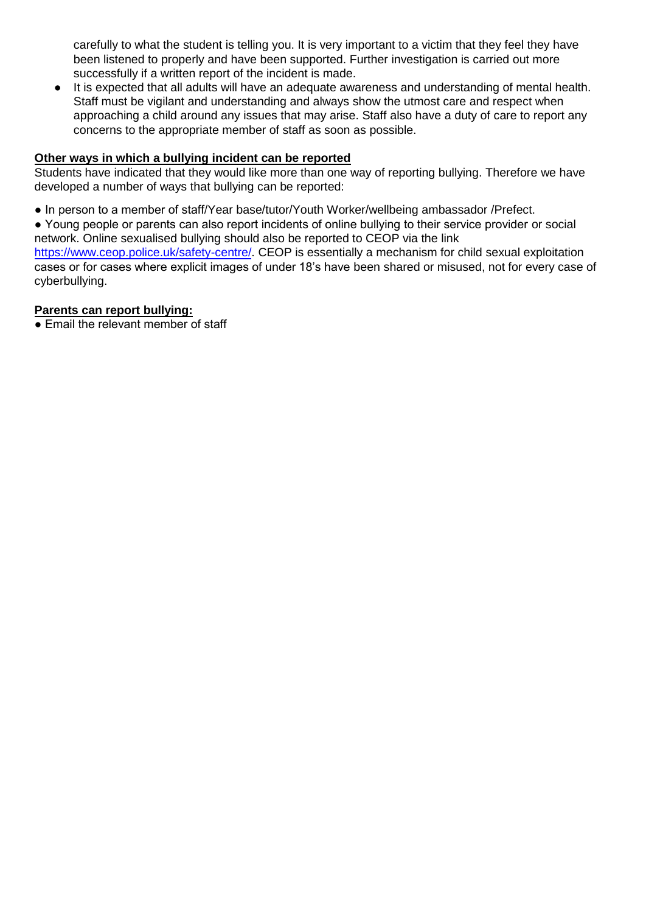carefully to what the student is telling you. It is very important to a victim that they feel they have been listened to properly and have been supported. Further investigation is carried out more successfully if a written report of the incident is made.

- It is expected that all adults will have an adequate awareness and understanding of mental health. Staff must be vigilant and understanding and always show the utmost care and respect when approaching a child around any issues that may arise. Staff also have a duty of care to report any concerns to the appropriate member of staff as soon as possible.

**Other ways in which a bullying incident can be reported**

Students have indicated that they would like more than one way of reporting bullying. Therefore we have developed a number of ways that bullying can be reported:

- In person to a member of staff/Year base/tutor/Youth Worker/wellbeing ambassador /Prefect.
- Young people or parents can also report incidents of online bullying to their service provider or social network. Online sexualised bullying should also be reported to CEOP via the link https://www.ceop.police.uk/safety-centre/. CEOP is essentially a mechanism for child sexual exploitation cases or for cases where explicit images of under 18's have been shared or misused, not for every case of cyberbullying.

**Parents can report bullying:**

- Email the relevant member of staff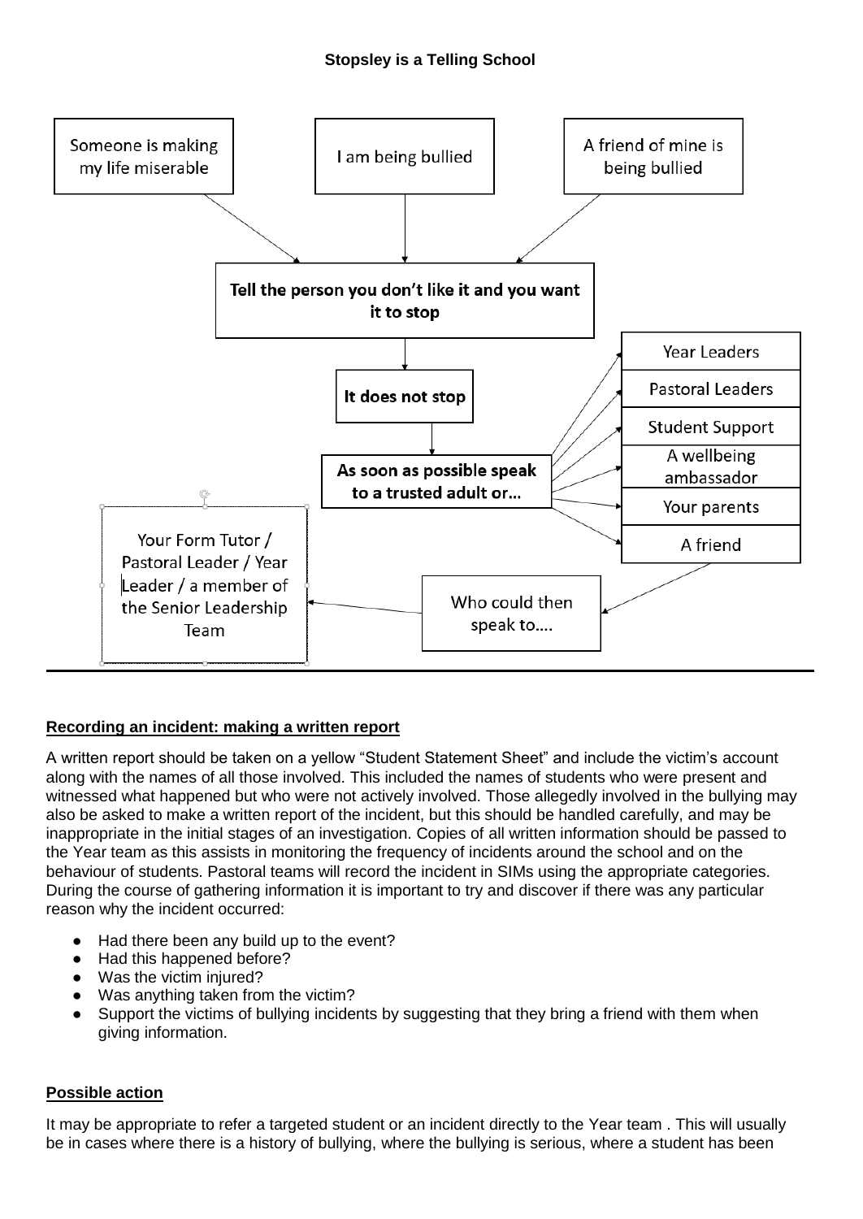**Stopsley is a Telling School**

Someone is making my life miserable

I am being bullied

A friend of mine is being bullied

**Tell the person you don't like it and you want it to stop**

**It does not stop**

**As soon as possible speak to a trusted adult or…**

- Year Leaders
- Pastoral Leaders
- Student Support
- A wellbeing ambassador
- Your parents
- A friend

Who could then speak to….

Your Form Tutor / Pastoral Leader / Year Leader / a member of the Senior Leadership Team

---

**Recording an incident: making a written report**

A written report should be taken on a yellow "Student Statement Sheet" and include the victim's account along with the names of all those involved. This included the names of students who were present and witnessed what happened but who were not actively involved. Those allegedly involved in the bullying may also be asked to make a written report of the incident, but this should be handled carefully, and may be inappropriate in the initial stages of an investigation. Copies of all written information should be passed to the Year team as this assists in monitoring the frequency of incidents around the school and on the behaviour of students. Pastoral teams will record the incident in SIMs using the appropriate categories. During the course of gathering information it is important to try and discover if there was any particular reason why the incident occurred:

- Had there been any build up to the event?
- Had this happened before?
- Was the victim injured?
- Was anything taken from the victim?
- Support the victims of bullying incidents by suggesting that they bring a friend with them when giving information.

**Possible action**

It may be appropriate to refer a targeted student or an incident directly to the Year team . This will usually be in cases where there is a history of bullying, where the bullying is serious, where a student has been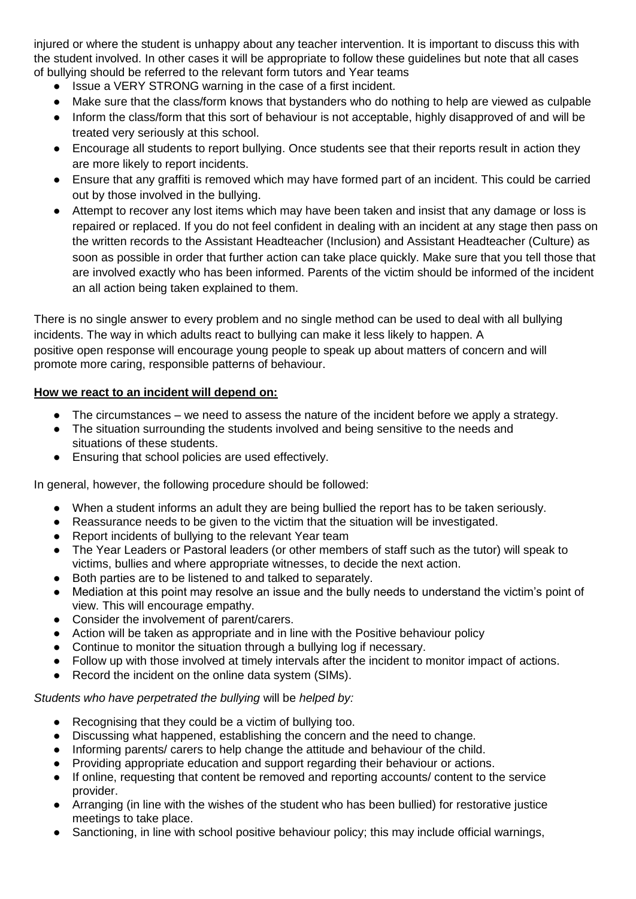injured or where the student is unhappy about any teacher intervention. It is important to discuss this with the student involved. In other cases it will be appropriate to follow these guidelines but note that all cases of bullying should be referred to the relevant form tutors and Year teams

- Issue a VERY STRONG warning in the case of a first incident.
- Make sure that the class/form knows that bystanders who do nothing to help are viewed as culpable
- Inform the class/form that this sort of behaviour is not acceptable, highly disapproved of and will be treated very seriously at this school.
- Encourage all students to report bullying. Once students see that their reports result in action they are more likely to report incidents.
- Ensure that any graffiti is removed which may have formed part of an incident. This could be carried out by those involved in the bullying.
- Attempt to recover any lost items which may have been taken and insist that any damage or loss is repaired or replaced. If you do not feel confident in dealing with an incident at any stage then pass on the written records to the Assistant Headteacher (Inclusion) and Assistant Headteacher (Culture) as soon as possible in order that further action can take place quickly. Make sure that you tell those that are involved exactly who has been informed. Parents of the victim should be informed of the incident an all action being taken explained to them.

There is no single answer to every problem and no single method can be used to deal with all bullying incidents. The way in which adults react to bullying can make it less likely to happen. A positive open response will encourage young people to speak up about matters of concern and will promote more caring, responsible patterns of behaviour.

**How we react to an incident will depend on:**

- The circumstances – we need to assess the nature of the incident before we apply a strategy.
- The situation surrounding the students involved and being sensitive to the needs and situations of these students.
- Ensuring that school policies are used effectively.

In general, however, the following procedure should be followed:

- When a student informs an adult they are being bullied the report has to be taken seriously.
- Reassurance needs to be given to the victim that the situation will be investigated.
- Report incidents of bullying to the relevant Year team
- The Year Leaders or Pastoral leaders (or other members of staff such as the tutor) will speak to victims, bullies and where appropriate witnesses, to decide the next action.
- Both parties are to be listened to and talked to separately.
- Mediation at this point may resolve an issue and the bully needs to understand the victim's point of view. This will encourage empathy.
- Consider the involvement of parent/carers.
- Action will be taken as appropriate and in line with the Positive behaviour policy
- Continue to monitor the situation through a bullying log if necessary.
- Follow up with those involved at timely intervals after the incident to monitor impact of actions.
- Record the incident on the online data system (SIMs).

*Students who have perpetrated the bullying* will be *helped by:*

- Recognising that they could be a victim of bullying too.
- Discussing what happened, establishing the concern and the need to change.
- Informing parents/ carers to help change the attitude and behaviour of the child.
- Providing appropriate education and support regarding their behaviour or actions.
- If online, requesting that content be removed and reporting accounts/ content to the service provider.
- Arranging (in line with the wishes of the student who has been bullied) for restorative justice meetings to take place.
- Sanctioning, in line with school positive behaviour policy; this may include official warnings,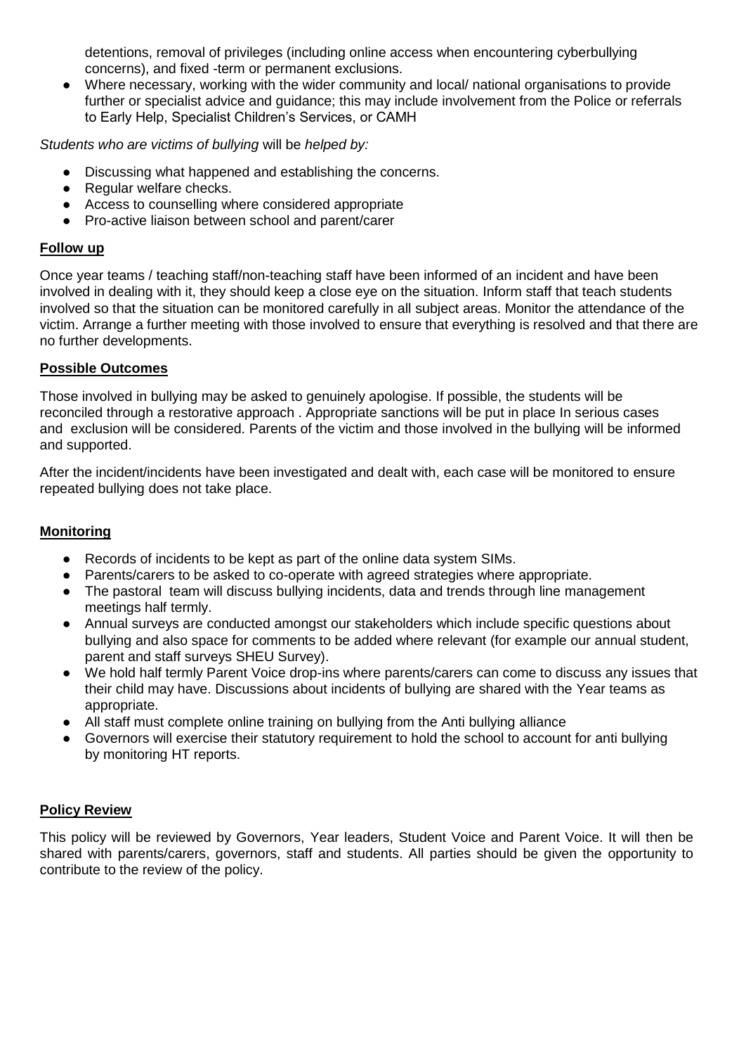detentions, removal of privileges (including online access when encountering cyberbullying concerns), and fixed -term or permanent exclusions.

- Where necessary, working with the wider community and local/ national organisations to provide further or specialist advice and guidance; this may include involvement from the Police or referrals to Early Help, Specialist Children's Services, or CAMH

*Students who are victims of bullying* will be *helped by:*

- Discussing what happened and establishing the concerns.
- Regular welfare checks.
- Access to counselling where considered appropriate
- Pro-active liaison between school and parent/carer

**Follow up**

Once year teams / teaching staff/non-teaching staff have been informed of an incident and have been involved in dealing with it, they should keep a close eye on the situation. Inform staff that teach students involved so that the situation can be monitored carefully in all subject areas. Monitor the attendance of the victim. Arrange a further meeting with those involved to ensure that everything is resolved and that there are no further developments.

**Possible Outcomes**

Those involved in bullying may be asked to genuinely apologise. If possible, the students will be reconciled through a restorative approach . Appropriate sanctions will be put in place In serious cases and exclusion will be considered. Parents of the victim and those involved in the bullying will be informed and supported.

After the incident/incidents have been investigated and dealt with, each case will be monitored to ensure repeated bullying does not take place.

**Monitoring**

- Records of incidents to be kept as part of the online data system SIMs.
- Parents/carers to be asked to co-operate with agreed strategies where appropriate.
- The pastoral team will discuss bullying incidents, data and trends through line management meetings half termly.
- Annual surveys are conducted amongst our stakeholders which include specific questions about bullying and also space for comments to be added where relevant (for example our annual student, parent and staff surveys SHEU Survey).
- We hold half termly Parent Voice drop-ins where parents/carers can come to discuss any issues that their child may have. Discussions about incidents of bullying are shared with the Year teams as appropriate.
- All staff must complete online training on bullying from the Anti bullying alliance
- Governors will exercise their statutory requirement to hold the school to account for anti bullying by monitoring HT reports.

**Policy Review**

This policy will be reviewed by Governors, Year leaders, Student Voice and Parent Voice. It will then be shared with parents/carers, governors, staff and students. All parties should be given the opportunity to contribute to the review of the policy.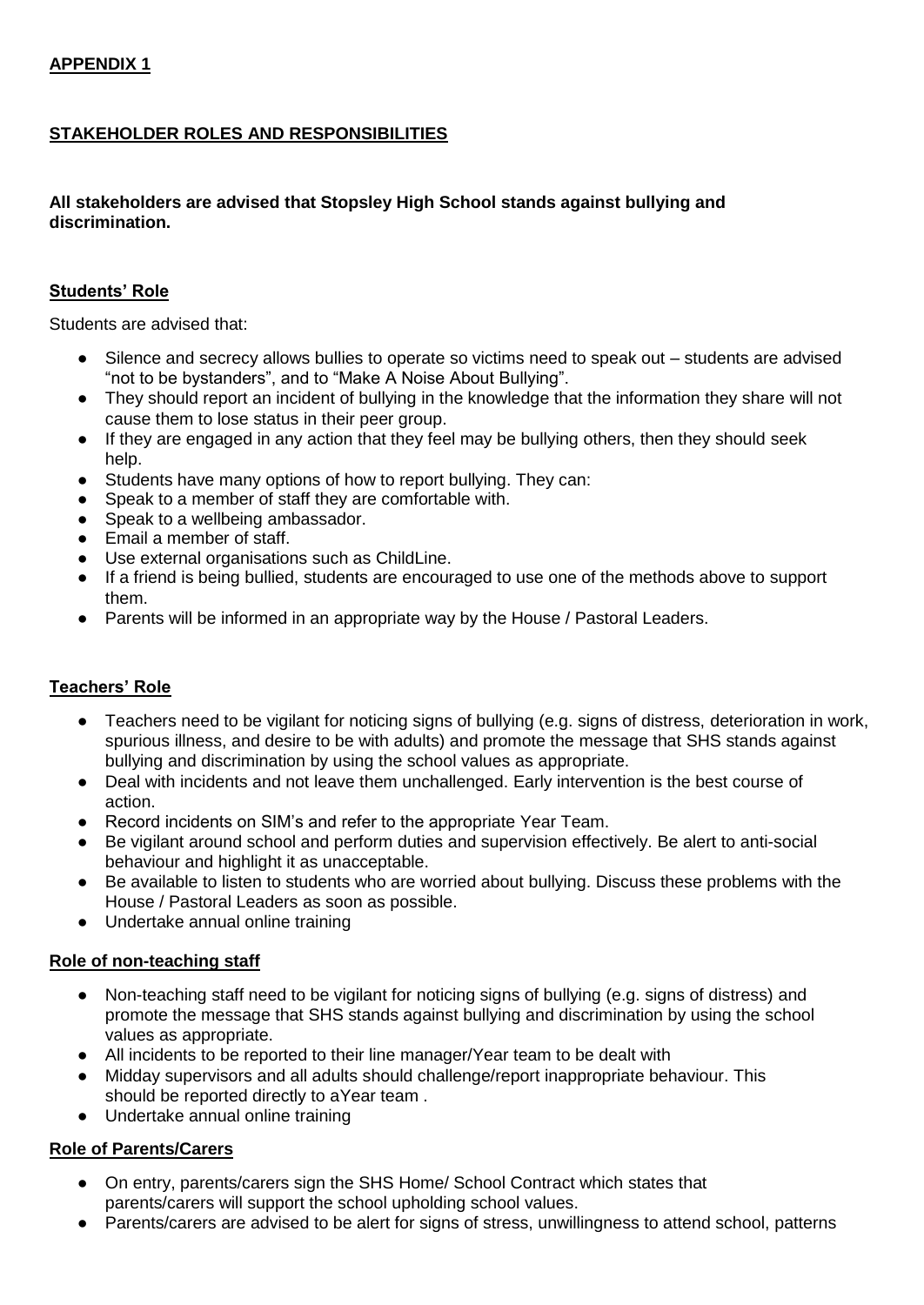**APPENDIX 1**

**STAKEHOLDER ROLES AND RESPONSIBILITIES**

**All stakeholders are advised that Stopsley High School stands against bullying and discrimination.**

**Students' Role**

Students are advised that:

- Silence and secrecy allows bullies to operate so victims need to speak out – students are advised "not to be bystanders", and to "Make A Noise About Bullying".
- They should report an incident of bullying in the knowledge that the information they share will not cause them to lose status in their peer group.
- If they are engaged in any action that they feel may be bullying others, then they should seek help.
- Students have many options of how to report bullying. They can:
- Speak to a member of staff they are comfortable with.
- Speak to a wellbeing ambassador.
- Email a member of staff.
- Use external organisations such as ChildLine.
- If a friend is being bullied, students are encouraged to use one of the methods above to support them.
- Parents will be informed in an appropriate way by the House / Pastoral Leaders.

**Teachers' Role**

- Teachers need to be vigilant for noticing signs of bullying (e.g. signs of distress, deterioration in work, spurious illness, and desire to be with adults) and promote the message that SHS stands against bullying and discrimination by using the school values as appropriate.
- Deal with incidents and not leave them unchallenged. Early intervention is the best course of action.
- Record incidents on SIM's and refer to the appropriate Year Team.
- Be vigilant around school and perform duties and supervision effectively. Be alert to anti-social behaviour and highlight it as unacceptable.
- Be available to listen to students who are worried about bullying. Discuss these problems with the House / Pastoral Leaders as soon as possible.
- Undertake annual online training

**Role of non-teaching staff**

- Non-teaching staff need to be vigilant for noticing signs of bullying (e.g. signs of distress) and promote the message that SHS stands against bullying and discrimination by using the school values as appropriate.
- All incidents to be reported to their line manager/Year team to be dealt with
- Midday supervisors and all adults should challenge/report inappropriate behaviour. This should be reported directly to aYear team .
- Undertake annual online training

**Role of Parents/Carers**

- On entry, parents/carers sign the SHS Home/ School Contract which states that parents/carers will support the school upholding school values.
- Parents/carers are advised to be alert for signs of stress, unwillingness to attend school, patterns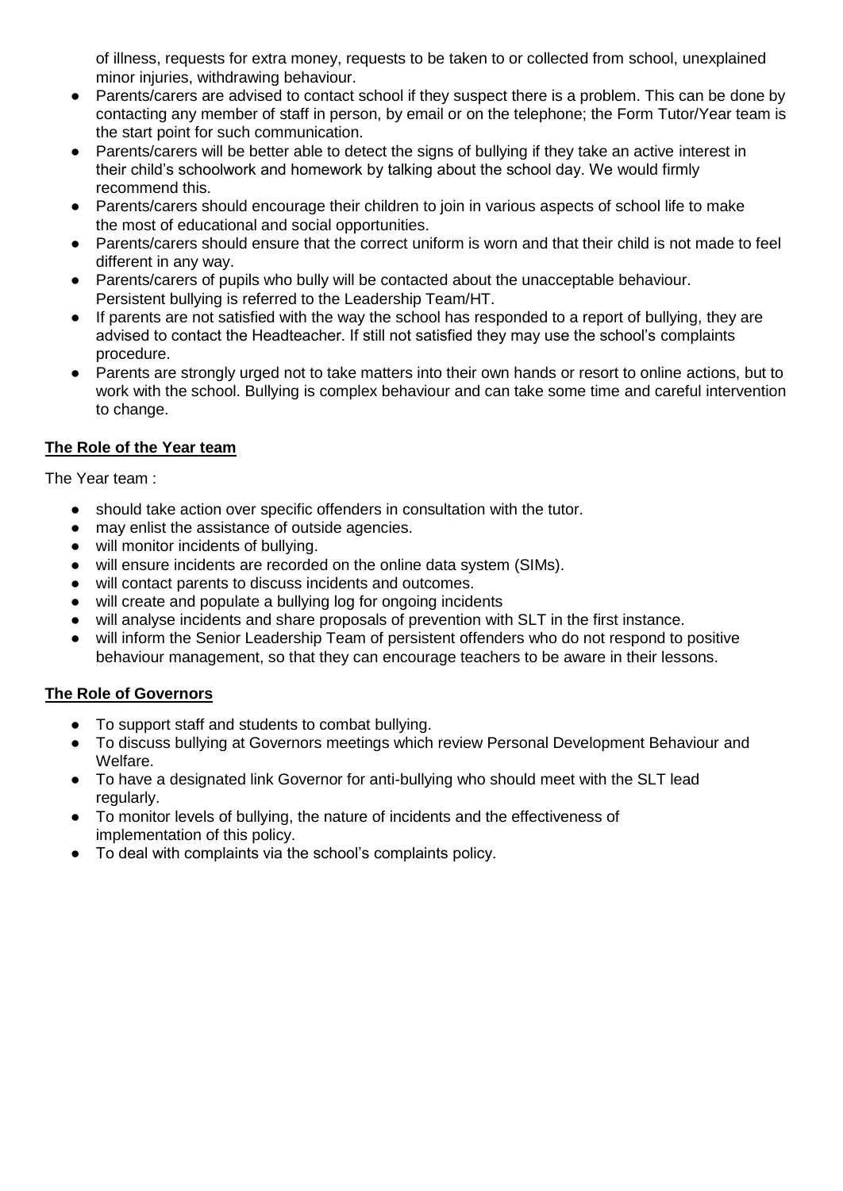of illness, requests for extra money, requests to be taken to or collected from school, unexplained minor injuries, withdrawing behaviour.

- Parents/carers are advised to contact school if they suspect there is a problem. This can be done by contacting any member of staff in person, by email or on the telephone; the Form Tutor/Year team is the start point for such communication.
- Parents/carers will be better able to detect the signs of bullying if they take an active interest in their child's schoolwork and homework by talking about the school day. We would firmly recommend this.
- Parents/carers should encourage their children to join in various aspects of school life to make the most of educational and social opportunities.
- Parents/carers should ensure that the correct uniform is worn and that their child is not made to feel different in any way.
- Parents/carers of pupils who bully will be contacted about the unacceptable behaviour. Persistent bullying is referred to the Leadership Team/HT.
- If parents are not satisfied with the way the school has responded to a report of bullying, they are advised to contact the Headteacher. If still not satisfied they may use the school's complaints procedure.
- Parents are strongly urged not to take matters into their own hands or resort to online actions, but to work with the school. Bullying is complex behaviour and can take some time and careful intervention to change.

### The Role of the Year team

The Year team :

- should take action over specific offenders in consultation with the tutor.
- may enlist the assistance of outside agencies.
- will monitor incidents of bullying.
- will ensure incidents are recorded on the online data system (SIMs).
- will contact parents to discuss incidents and outcomes.
- will create and populate a bullying log for ongoing incidents
- will analyse incidents and share proposals of prevention with SLT in the first instance.
- will inform the Senior Leadership Team of persistent offenders who do not respond to positive behaviour management, so that they can encourage teachers to be aware in their lessons.

### The Role of Governors

- To support staff and students to combat bullying.
- To discuss bullying at Governors meetings which review Personal Development Behaviour and Welfare.
- To have a designated link Governor for anti-bullying who should meet with the SLT lead regularly.
- To monitor levels of bullying, the nature of incidents and the effectiveness of implementation of this policy.
- To deal with complaints via the school's complaints policy.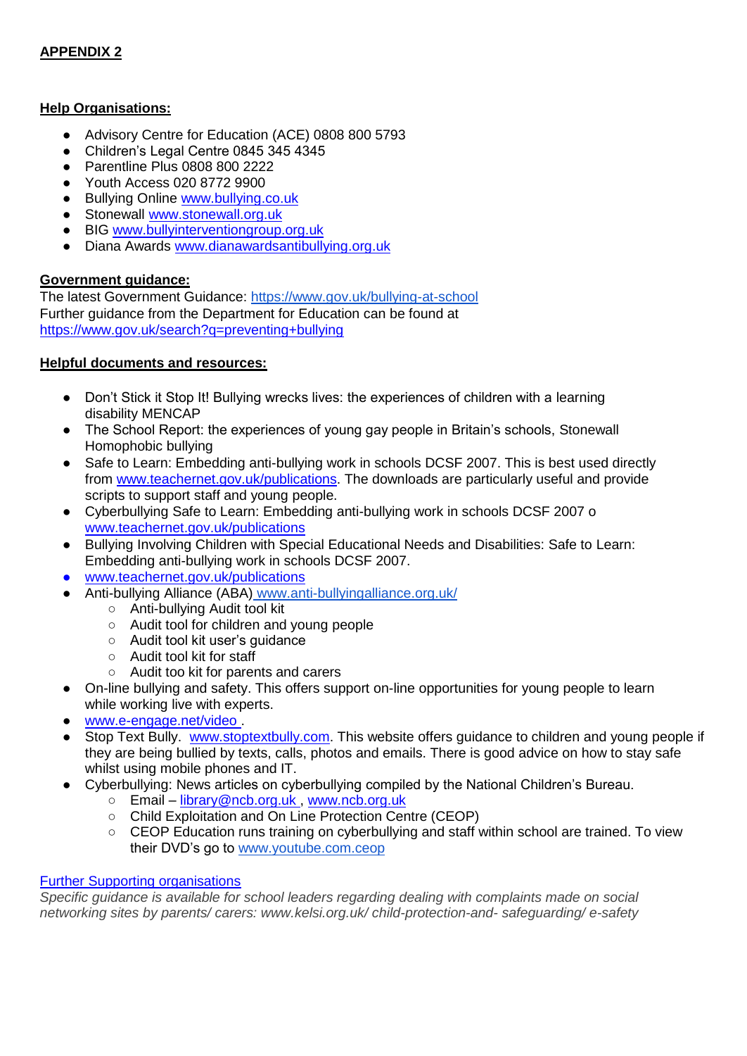**APPENDIX 2**

**Help Organisations:**

- Advisory Centre for Education (ACE) 0808 800 5793
- Children's Legal Centre 0845 345 4345
- Parentline Plus 0808 800 2222
- Youth Access 020 8772 9900
- Bullying Online www.bullying.co.uk
- Stonewall www.stonewall.org.uk
- BIG www.bullyinterventiongroup.org.uk
- Diana Awards www.dianawardsantibullying.org.uk

**Government guidance:**

The latest Government Guidance: https://www.gov.uk/bullying-at-school
Further guidance from the Department for Education can be found at https://www.gov.uk/search?q=preventing+bullying

**Helpful documents and resources:**

- Don't Stick it Stop It! Bullying wrecks lives: the experiences of children with a learning disability MENCAP
- The School Report: the experiences of young gay people in Britain's schools, Stonewall Homophobic bullying
- Safe to Learn: Embedding anti-bullying work in schools DCSF 2007. This is best used directly from www.teachernet.gov.uk/publications. The downloads are particularly useful and provide scripts to support staff and young people.
- Cyberbullying Safe to Learn: Embedding anti-bullying work in schools DCSF 2007 o www.teachernet.gov.uk/publications
- Bullying Involving Children with Special Educational Needs and Disabilities: Safe to Learn: Embedding anti-bullying work in schools DCSF 2007.
- www.teachernet.gov.uk/publications
- Anti-bullying Alliance (ABA) www.anti-bullyingalliance.org.uk/
  - Anti-bullying Audit tool kit
  - Audit tool for children and young people
  - Audit tool kit user's guidance
  - Audit tool kit for staff
  - Audit too kit for parents and carers
- On-line bullying and safety. This offers support on-line opportunities for young people to learn while working live with experts.
- www.e-engage.net/video .
- Stop Text Bully. www.stoptextbully.com. This website offers guidance to children and young people if they are being bullied by texts, calls, photos and emails. There is good advice on how to stay safe whilst using mobile phones and IT.
- Cyberbullying: News articles on cyberbullying compiled by the National Children's Bureau.
  - Email – library@ncb.org.uk , www.ncb.org.uk
  - Child Exploitation and On Line Protection Centre (CEOP)
  - CEOP Education runs training on cyberbullying and staff within school are trained. To view their DVD's go to www.youtube.com.ceop

Further Supporting organisations

*Specific guidance is available for school leaders regarding dealing with complaints made on social networking sites by parents/ carers: www.kelsi.org.uk/ child-protection-and- safeguarding/ e-safety*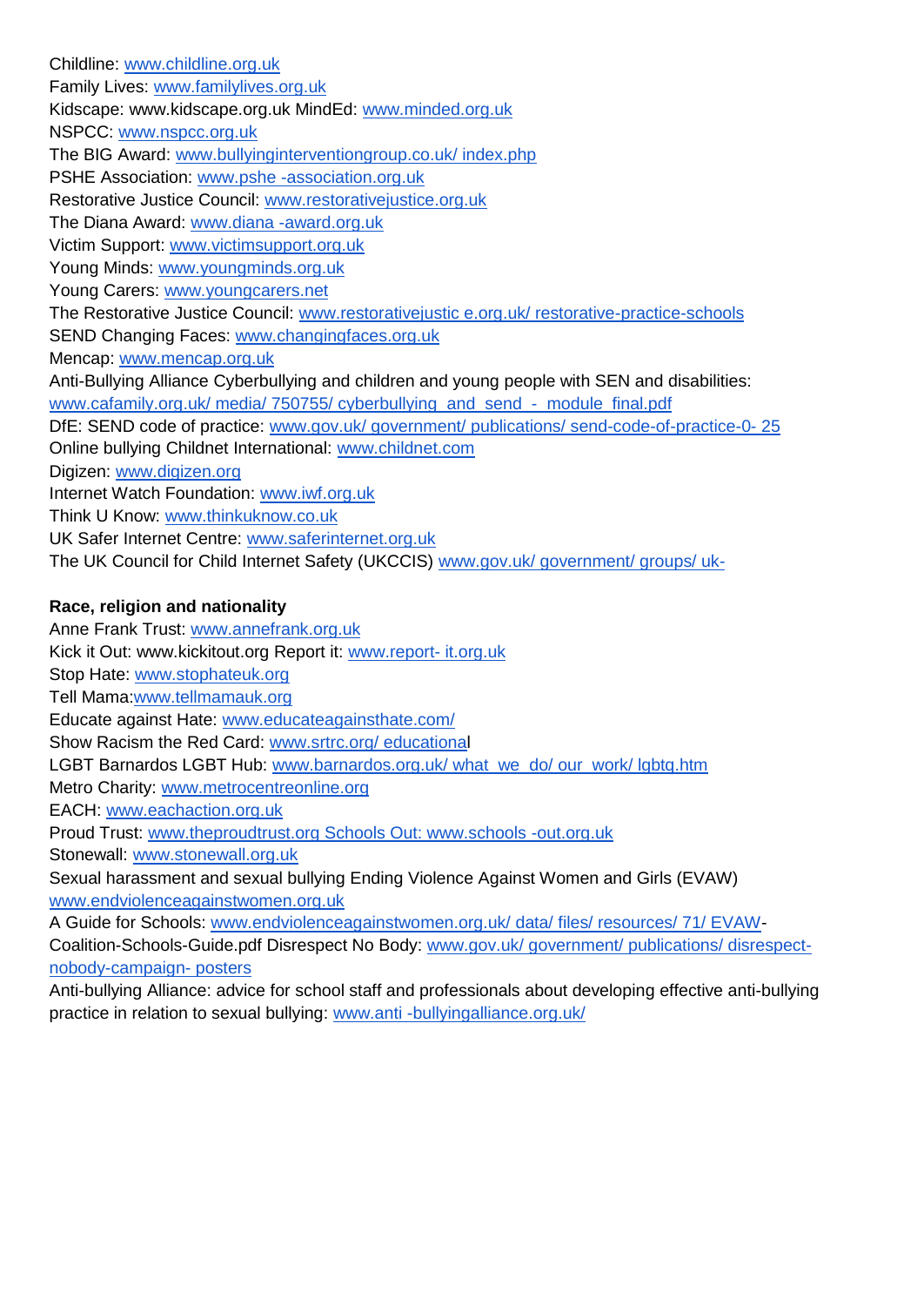Childline: www.childline.org.uk
Family Lives: www.familylives.org.uk
Kidscape: www.kidscape.org.uk MindEd: www.minded.org.uk
NSPCC: www.nspcc.org.uk
The BIG Award: www.bullyinginterventiongroup.co.uk/ index.php
PSHE Association: www.pshe -association.org.uk
Restorative Justice Council: www.restorativejustice.org.uk
The Diana Award: www.diana -award.org.uk
Victim Support: www.victimsupport.org.uk
Young Minds: www.youngminds.org.uk
Young Carers: www.youngcarers.net
The Restorative Justice Council: www.restorativejustic e.org.uk/ restorative-practice-schools
SEND Changing Faces: www.changingfaces.org.uk
Mencap: www.mencap.org.uk
Anti-Bullying Alliance Cyberbullying and children and young people with SEN and disabilities: www.cafamily.org.uk/ media/ 750755/ cyberbullying_and_send_-_module_final.pdf
DfE: SEND code of practice: www.gov.uk/ government/ publications/ send-code-of-practice-0- 25
Online bullying Childnet International: www.childnet.com
Digizen: www.digizen.org
Internet Watch Foundation: www.iwf.org.uk
Think U Know: www.thinkuknow.co.uk
UK Safer Internet Centre: www.saferinternet.org.uk
The UK Council for Child Internet Safety (UKCCIS) www.gov.uk/ government/ groups/ uk-

**Race, religion and nationality**

Anne Frank Trust: www.annefrank.org.uk
Kick it Out: www.kickitout.org Report it: www.report- it.org.uk
Stop Hate: www.stophateuk.org
Tell Mama:www.tellmamauk.org
Educate against Hate: www.educateagainsthate.com/
Show Racism the Red Card: www.srtrc.org/ educational
LGBT Barnardos LGBT Hub: www.barnardos.org.uk/ what_we_do/ our_work/ lgbtq.htm
Metro Charity: www.metrocentreonline.org
EACH: www.eachaction.org.uk
Proud Trust: www.theproudtrust.org Schools Out: www.schools -out.org.uk
Stonewall: www.stonewall.org.uk
Sexual harassment and sexual bullying Ending Violence Against Women and Girls (EVAW) www.endviolenceagainstwomen.org.uk
A Guide for Schools: www.endviolenceagainstwomen.org.uk/ data/ files/ resources/ 71/ EVAW-Coalition-Schools-Guide.pdf Disrespect No Body: www.gov.uk/ government/ publications/ disrespect-nobody-campaign- posters
Anti-bullying Alliance: advice for school staff and professionals about developing effective anti-bullying practice in relation to sexual bullying: www.anti -bullyingalliance.org.uk/